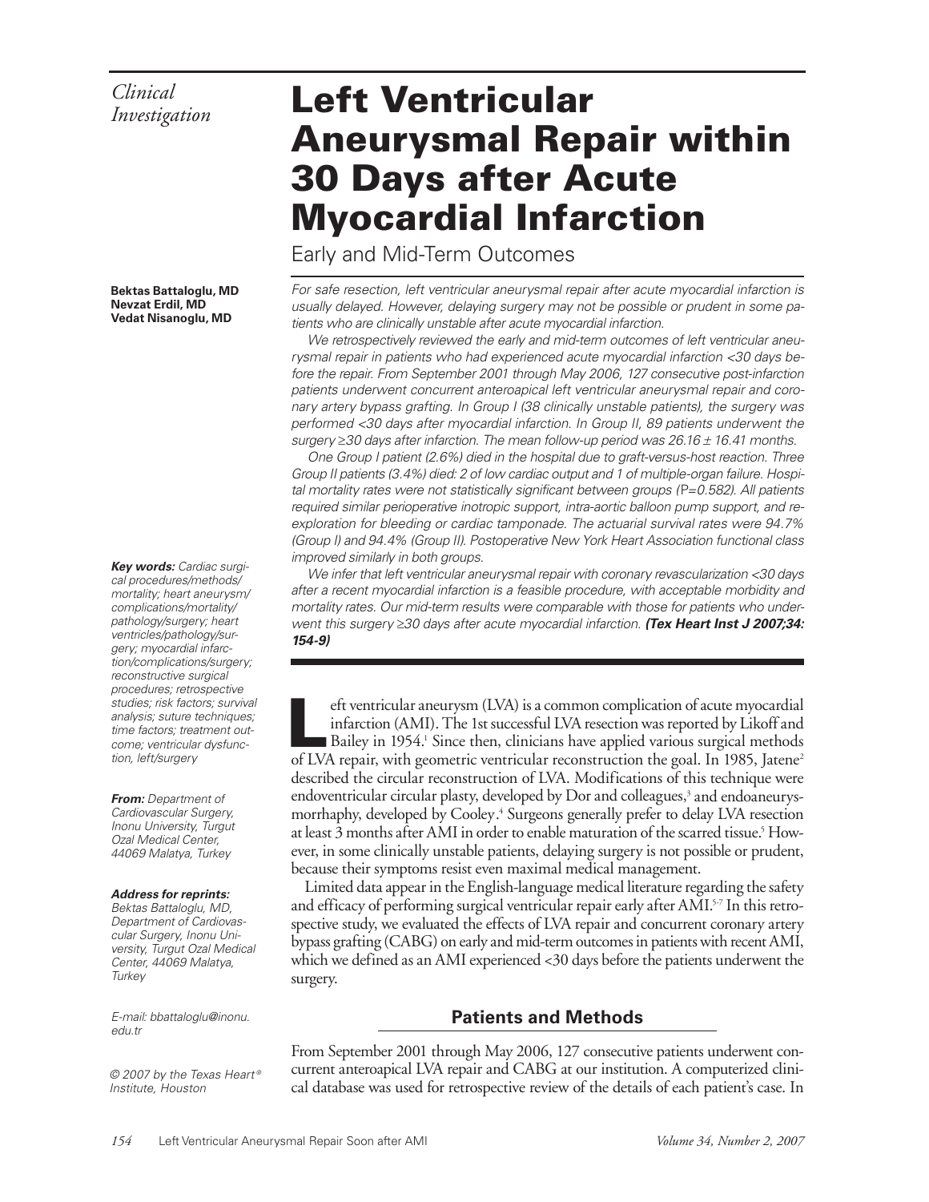*Clinical Investigation*

# Left Ventricular Aneurysmal Repair within 30 Days after Acute Myocardial Infarction

Early and Mid-Term Outcomes

**Bektas Battaloglu, MD**
**Nevzat Erdil, MD**
**Vedat Nisanoglu, MD**

*For safe resection, left ventricular aneurysmal repair after acute myocardial infarction is usually delayed. However, delaying surgery may not be possible or prudent in some patients who are clinically unstable after acute myocardial infarction.*

*We retrospectively reviewed the early and mid-term outcomes of left ventricular aneurysmal repair in patients who had experienced acute myocardial infarction <30 days before the repair. From September 2001 through May 2006, 127 consecutive post-infarction patients underwent concurrent anteroapical left ventricular aneurysmal repair and coronary artery bypass grafting. In Group I (38 clinically unstable patients), the surgery was performed <30 days after myocardial infarction. In Group II, 89 patients underwent the surgery ≥30 days after infarction. The mean follow-up period was 26.16 ± 16.41 months.*

*One Group I patient (2.6%) died in the hospital due to graft-versus-host reaction. Three Group II patients (3.4%) died: 2 of low cardiac output and 1 of multiple-organ failure. Hospital mortality rates were not statistically significant between groups (P=0.582). All patients required similar perioperative inotropic support, intra-aortic balloon pump support, and re-exploration for bleeding or cardiac tamponade. The actuarial survival rates were 94.7% (Group I) and 94.4% (Group II). Postoperative New York Heart Association functional class improved similarly in both groups.*

*We infer that left ventricular aneurysmal repair with coronary revascularization <30 days after a recent myocardial infarction is a feasible procedure, with acceptable morbidity and mortality rates. Our mid-term results were comparable with those for patients who underwent this surgery ≥30 days after acute myocardial infarction.* ***(Tex Heart Inst J 2007;34:154-9)***

***Key words:*** *Cardiac surgical procedures/methods/mortality; heart aneurysm/complications/mortality/pathology/surgery; heart ventricles/pathology/surgery; myocardial infarction/complications/surgery; reconstructive surgical procedures; retrospective studies; risk factors; survival analysis; suture techniques; time factors; treatment outcome; ventricular dysfunction, left/surgery*

***From:*** *Department of Cardiovascular Surgery, Inonu University, Turgut Ozal Medical Center, 44069 Malatya, Turkey*

***Address for reprints:*** *Bektas Battaloglu, MD, Department of Cardiovascular Surgery, Inonu University, Turgut Ozal Medical Center, 44069 Malatya, Turkey*

*E-mail: bbattaloglu@inonu.edu.tr*

*© 2007 by the Texas Heart® Institute, Houston*

Left ventricular aneurysm (LVA) is a common complication of acute myocardial infarction (AMI). The 1st successful LVA resection was reported by Likoff and Bailey in 1954.[1] Since then, clinicians have applied various surgical methods of LVA repair, with geometric ventricular reconstruction the goal. In 1985, Jatene[2] described the circular reconstruction of LVA. Modifications of this technique were endoventricular circular plasty, developed by Dor and colleagues,[3] and endoaneurysmorrhaphy, developed by Cooley.[4] Surgeons generally prefer to delay LVA resection at least 3 months after AMI in order to enable maturation of the scarred tissue.[5] However, in some clinically unstable patients, delaying surgery is not possible or prudent, because their symptoms resist even maximal medical management.

Limited data appear in the English-language medical literature regarding the safety and efficacy of performing surgical ventricular repair early after AMI.[5-7] In this retrospective study, we evaluated the effects of LVA repair and concurrent coronary artery bypass grafting (CABG) on early and mid-term outcomes in patients with recent AMI, which we defined as an AMI experienced <30 days before the patients underwent the surgery.

## Patients and Methods

From September 2001 through May 2006, 127 consecutive patients underwent concurrent anteroapical LVA repair and CABG at our institution. A computerized clinical database was used for retrospective review of the details of each patient's case. In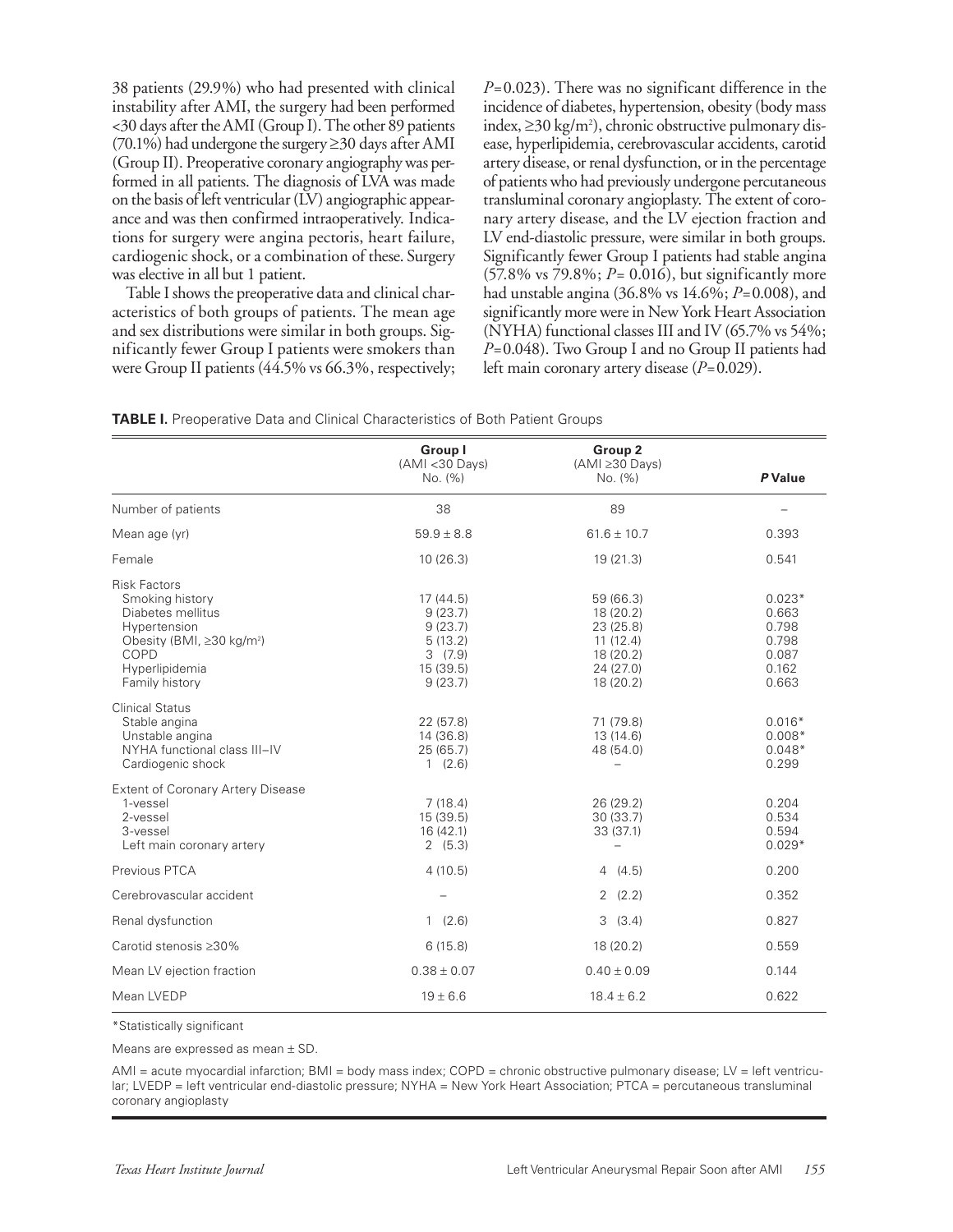38 patients (29.9%) who had presented with clinical instability after AMI, the surgery had been performed <30 days after the AMI (Group I). The other 89 patients (70.1%) had undergone the surgery ≥30 days after AMI (Group II). Preoperative coronary angiography was performed in all patients. The diagnosis of LVA was made on the basis of left ventricular (LV) angiographic appearance and was then confirmed intraoperatively. Indications for surgery were angina pectoris, heart failure, cardiogenic shock, or a combination of these. Surgery was elective in all but 1 patient.

Table I shows the preoperative data and clinical characteristics of both groups of patients. The mean age and sex distributions were similar in both groups. Significantly fewer Group I patients were smokers than were Group II patients (44.5% vs 66.3%, respectively; *P*=0.023). There was no significant difference in the incidence of diabetes, hypertension, obesity (body mass index, ≥30 kg/m²), chronic obstructive pulmonary disease, hyperlipidemia, cerebrovascular accidents, carotid artery disease, or renal dysfunction, or in the percentage of patients who had previously undergone percutaneous transluminal coronary angioplasty. The extent of coronary artery disease, and the LV ejection fraction and LV end-diastolic pressure, were similar in both groups. Significantly fewer Group I patients had stable angina (57.8% vs 79.8%; *P*= 0.016), but significantly more had unstable angina (36.8% vs 14.6%; *P*=0.008), and significantly more were in New York Heart Association (NYHA) functional classes III and IV (65.7% vs 54%; *P*=0.048). Two Group I and no Group II patients had left main coronary artery disease (*P*=0.029).

**TABLE I.** Preoperative Data and Clinical Characteristics of Both Patient Groups

| | Group I (AMI <30 Days) No. (%) | Group 2 (AMI ≥30 Days) No. (%) | *P* Value |
|---|---|---|---|
| Number of patients | 38 | 89 | – |
| Mean age (yr) | 59.9 ± 8.8 | 61.6 ± 10.7 | 0.393 |
| Female | 10 (26.3) | 19 (21.3) | 0.541 |
| Risk Factors | | | |
| Smoking history | 17 (44.5) | 59 (66.3) | 0.023* |
| Diabetes mellitus | 9 (23.7) | 18 (20.2) | 0.663 |
| Hypertension | 9 (23.7) | 23 (25.8) | 0.798 |
| Obesity (BMI, ≥30 kg/m²) | 5 (13.2) | 11 (12.4) | 0.798 |
| COPD | 3 (7.9) | 18 (20.2) | 0.087 |
| Hyperlipidemia | 15 (39.5) | 24 (27.0) | 0.162 |
| Family history | 9 (23.7) | 18 (20.2) | 0.663 |
| Clinical Status | | | |
| Stable angina | 22 (57.8) | 71 (79.8) | 0.016* |
| Unstable angina | 14 (36.8) | 13 (14.6) | 0.008* |
| NYHA functional class III–IV | 25 (65.7) | 48 (54.0) | 0.048* |
| Cardiogenic shock | 1 (2.6) | – | 0.299 |
| Extent of Coronary Artery Disease | | | |
| 1-vessel | 7 (18.4) | 26 (29.2) | 0.204 |
| 2-vessel | 15 (39.5) | 30 (33.7) | 0.534 |
| 3-vessel | 16 (42.1) | 33 (37.1) | 0.594 |
| Left main coronary artery | 2 (5.3) | – | 0.029* |
| Previous PTCA | 4 (10.5) | 4 (4.5) | 0.200 |
| Cerebrovascular accident | – | 2 (2.2) | 0.352 |
| Renal dysfunction | 1 (2.6) | 3 (3.4) | 0.827 |
| Carotid stenosis ≥30% | 6 (15.8) | 18 (20.2) | 0.559 |
| Mean LV ejection fraction | 0.38 ± 0.07 | 0.40 ± 0.09 | 0.144 |
| Mean LVEDP | 19 ± 6.6 | 18.4 ± 6.2 | 0.622 |

*Statistically significant

Means are expressed as mean ± SD.

AMI = acute myocardial infarction; BMI = body mass index; COPD = chronic obstructive pulmonary disease; LV = left ventricular; LVEDP = left ventricular end-diastolic pressure; NYHA = New York Heart Association; PTCA = percutaneous transluminal coronary angioplasty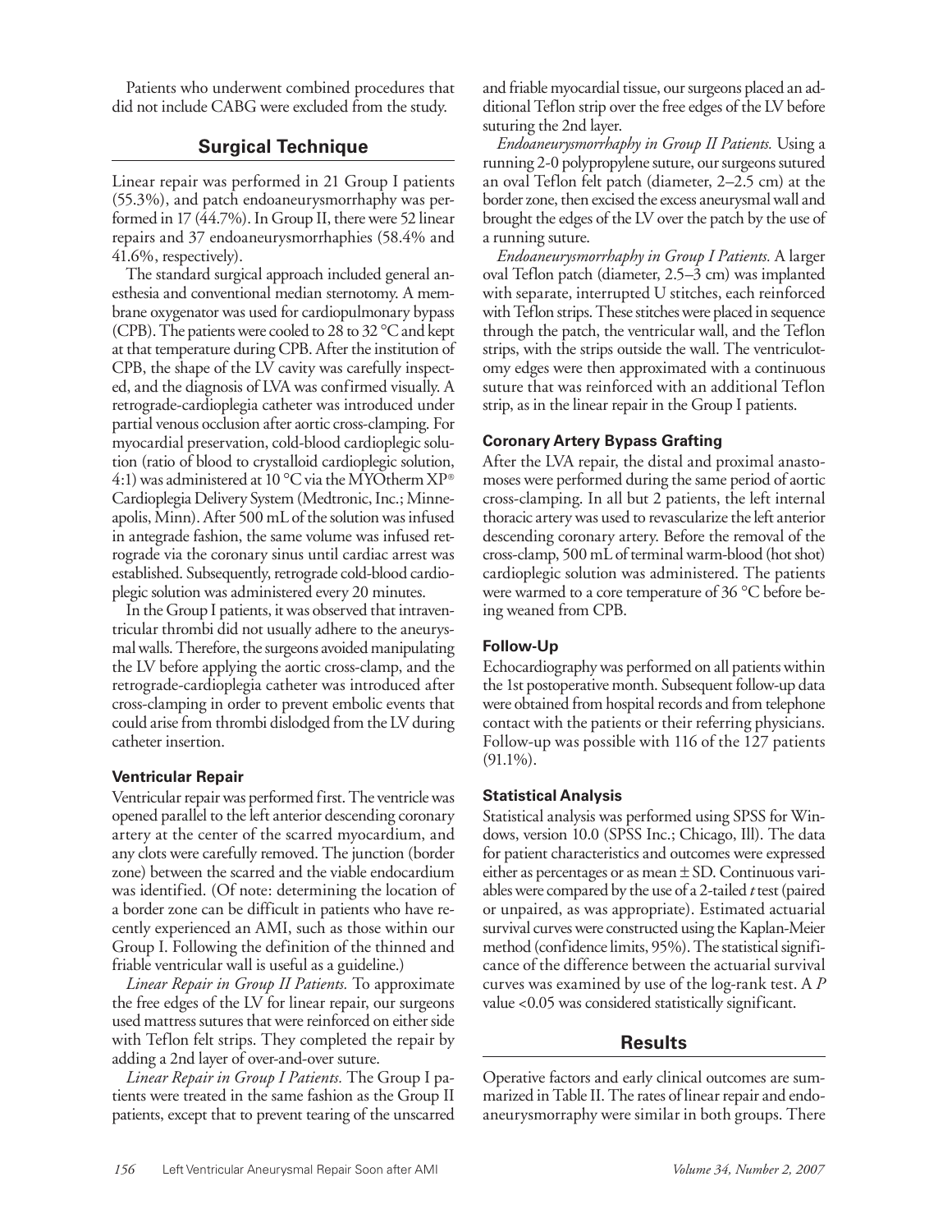Patients who underwent combined procedures that did not include CABG were excluded from the study.

## Surgical Technique

Linear repair was performed in 21 Group I patients (55.3%), and patch endoaneurysmorrhaphy was performed in 17 (44.7%). In Group II, there were 52 linear repairs and 37 endoaneurysmorrhaphies (58.4% and 41.6%, respectively).

The standard surgical approach included general anesthesia and conventional median sternotomy. A membrane oxygenator was used for cardiopulmonary bypass (CPB). The patients were cooled to 28 to 32 °C and kept at that temperature during CPB. After the institution of CPB, the shape of the LV cavity was carefully inspected, and the diagnosis of LVA was confirmed visually. A retrograde-cardioplegia catheter was introduced under partial venous occlusion after aortic cross-clamping. For myocardial preservation, cold-blood cardioplegic solution (ratio of blood to crystalloid cardioplegic solution, 4:1) was administered at 10 °C via the MYOtherm XP® Cardioplegia Delivery System (Medtronic, Inc.; Minneapolis, Minn). After 500 mL of the solution was infused in antegrade fashion, the same volume was infused retrograde via the coronary sinus until cardiac arrest was established. Subsequently, retrograde cold-blood cardioplegic solution was administered every 20 minutes.

In the Group I patients, it was observed that intraventricular thrombi did not usually adhere to the aneurysmal walls. Therefore, the surgeons avoided manipulating the LV before applying the aortic cross-clamp, and the retrograde-cardioplegia catheter was introduced after cross-clamping in order to prevent embolic events that could arise from thrombi dislodged from the LV during catheter insertion.

### Ventricular Repair

Ventricular repair was performed first. The ventricle was opened parallel to the left anterior descending coronary artery at the center of the scarred myocardium, and any clots were carefully removed. The junction (border zone) between the scarred and the viable endocardium was identified. (Of note: determining the location of a border zone can be difficult in patients who have recently experienced an AMI, such as those within our Group I. Following the definition of the thinned and friable ventricular wall is useful as a guideline.)

*Linear Repair in Group II Patients.* To approximate the free edges of the LV for linear repair, our surgeons used mattress sutures that were reinforced on either side with Teflon felt strips. They completed the repair by adding a 2nd layer of over-and-over suture.

*Linear Repair in Group I Patients.* The Group I patients were treated in the same fashion as the Group II patients, except that to prevent tearing of the unscarred and friable myocardial tissue, our surgeons placed an additional Teflon strip over the free edges of the LV before suturing the 2nd layer.

*Endoaneurysmorrhaphy in Group II Patients.* Using a running 2-0 polypropylene suture, our surgeons sutured an oval Teflon felt patch (diameter, 2–2.5 cm) at the border zone, then excised the excess aneurysmal wall and brought the edges of the LV over the patch by the use of a running suture.

*Endoaneurysmorrhaphy in Group I Patients.* A larger oval Teflon patch (diameter, 2.5–3 cm) was implanted with separate, interrupted U stitches, each reinforced with Teflon strips. These stitches were placed in sequence through the patch, the ventricular wall, and the Teflon strips, with the strips outside the wall. The ventriculotomy edges were then approximated with a continuous suture that was reinforced with an additional Teflon strip, as in the linear repair in the Group I patients.

### Coronary Artery Bypass Grafting

After the LVA repair, the distal and proximal anastomoses were performed during the same period of aortic cross-clamping. In all but 2 patients, the left internal thoracic artery was used to revascularize the left anterior descending coronary artery. Before the removal of the cross-clamp, 500 mL of terminal warm-blood (hot shot) cardioplegic solution was administered. The patients were warmed to a core temperature of 36 °C before being weaned from CPB.

### Follow-Up

Echocardiography was performed on all patients within the 1st postoperative month. Subsequent follow-up data were obtained from hospital records and from telephone contact with the patients or their referring physicians. Follow-up was possible with 116 of the 127 patients (91.1%).

### Statistical Analysis

Statistical analysis was performed using SPSS for Windows, version 10.0 (SPSS Inc.; Chicago, Ill). The data for patient characteristics and outcomes were expressed either as percentages or as mean ± SD. Continuous variables were compared by the use of a 2-tailed *t* test (paired or unpaired, as was appropriate). Estimated actuarial survival curves were constructed using the Kaplan-Meier method (confidence limits, 95%). The statistical significance of the difference between the actuarial survival curves was examined by use of the log-rank test. A $P$ value $<0.05$ was considered statistically significant.

## Results

Operative factors and early clinical outcomes are summarized in Table II. The rates of linear repair and endoaneurysmorraphy were similar in both groups. There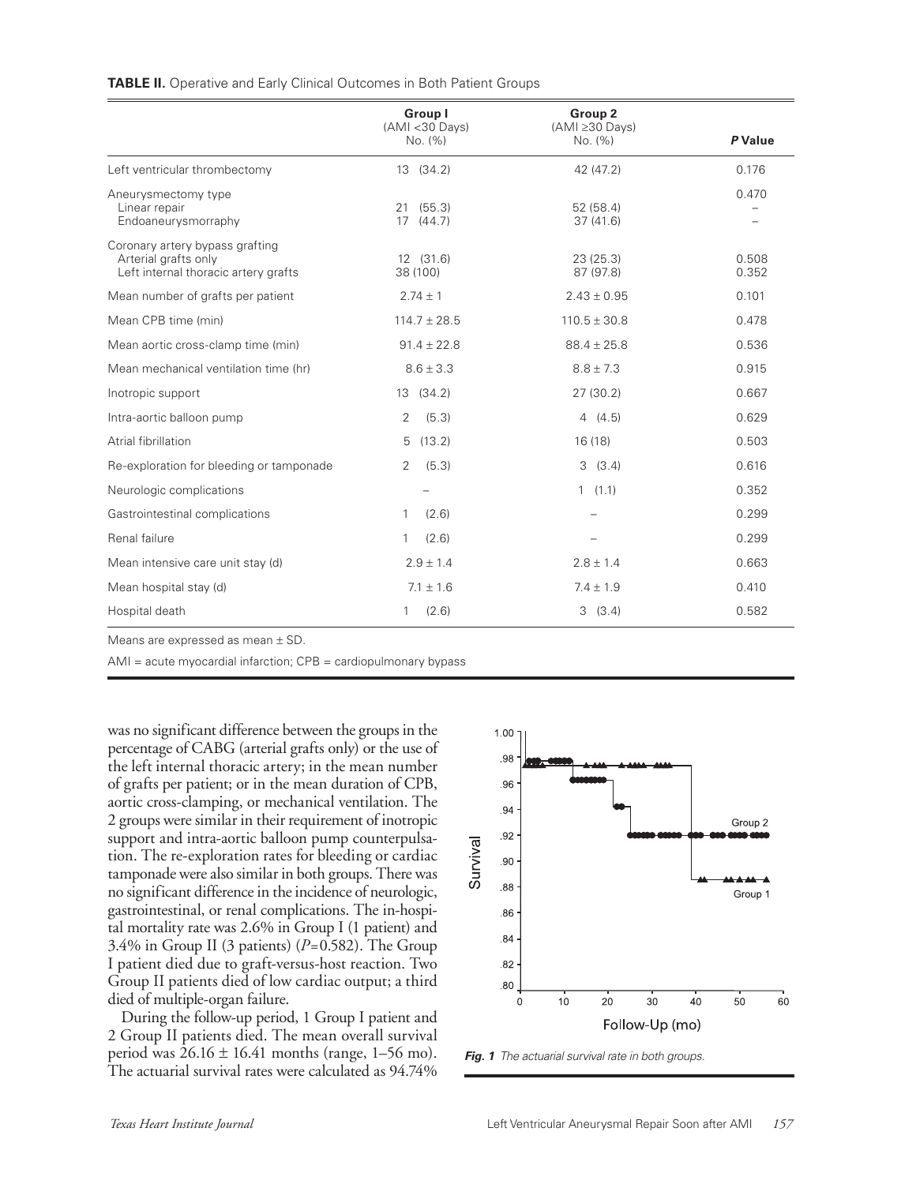**TABLE II.** Operative and Early Clinical Outcomes in Both Patient Groups

| | Group I (AMI <30 Days) No. (%) | Group 2 (AMI ≥30 Days) No. (%) | P Value |
|---|---|---|---|
| Left ventricular thrombectomy | 13 (34.2) | 42 (47.2) | 0.176 |
| Aneurysmectomy type | | | 0.470 |
| Linear repair | 21 (55.3) | 52 (58.4) | – |
| Endoaneurysmorraphy | 17 (44.7) | 37 (41.6) | – |
| Coronary artery bypass grafting | | | |
| Arterial grafts only | 12 (31.6) | 23 (25.3) | 0.508 |
| Left internal thoracic artery grafts | 38 (100) | 87 (97.8) | 0.352 |
| Mean number of grafts per patient | 2.74 ± 1 | 2.43 ± 0.95 | 0.101 |
| Mean CPB time (min) | 114.7 ± 28.5 | 110.5 ± 30.8 | 0.478 |
| Mean aortic cross-clamp time (min) | 91.4 ± 22.8 | 88.4 ± 25.8 | 0.536 |
| Mean mechanical ventilation time (hr) | 8.6 ± 3.3 | 8.8 ± 7.3 | 0.915 |
| Inotropic support | 13 (34.2) | 27 (30.2) | 0.667 |
| Intra-aortic balloon pump | 2 (5.3) | 4 (4.5) | 0.629 |
| Atrial fibrillation | 5 (13.2) | 16 (18) | 0.503 |
| Re-exploration for bleeding or tamponade | 2 (5.3) | 3 (3.4) | 0.616 |
| Neurologic complications | – | 1 (1.1) | 0.352 |
| Gastrointestinal complications | 1 (2.6) | – | 0.299 |
| Renal failure | 1 (2.6) | – | 0.299 |
| Mean intensive care unit stay (d) | 2.9 ± 1.4 | 2.8 ± 1.4 | 0.663 |
| Mean hospital stay (d) | 7.1 ± 1.6 | 7.4 ± 1.9 | 0.410 |
| Hospital death | 1 (2.6) | 3 (3.4) | 0.582 |

Means are expressed as mean ± SD.

AMI = acute myocardial infarction; CPB = cardiopulmonary bypass

was no significant difference between the groups in the percentage of CABG (arterial grafts only) or the use of the left internal thoracic artery; in the mean number of grafts per patient; or in the mean duration of CPB, aortic cross-clamping, or mechanical ventilation. The 2 groups were similar in their requirement of inotropic support and intra-aortic balloon pump counterpulsation. The re-exploration rates for bleeding or cardiac tamponade were also similar in both groups. There was no significant difference in the incidence of neurologic, gastrointestinal, or renal complications. The in-hospital mortality rate was 2.6% in Group I (1 patient) and 3.4% in Group II (3 patients) ($P$=0.582). The Group I patient died due to graft-versus-host reaction. Two Group II patients died of low cardiac output; a third died of multiple-organ failure.

During the follow-up period, 1 Group I patient and 2 Group II patients died. The mean overall survival period was 26.16 ± 16.41 months (range, 1–56 mo). The actuarial survival rates were calculated as 94.74%

*Fig. 1 The actuarial survival rate in both groups.*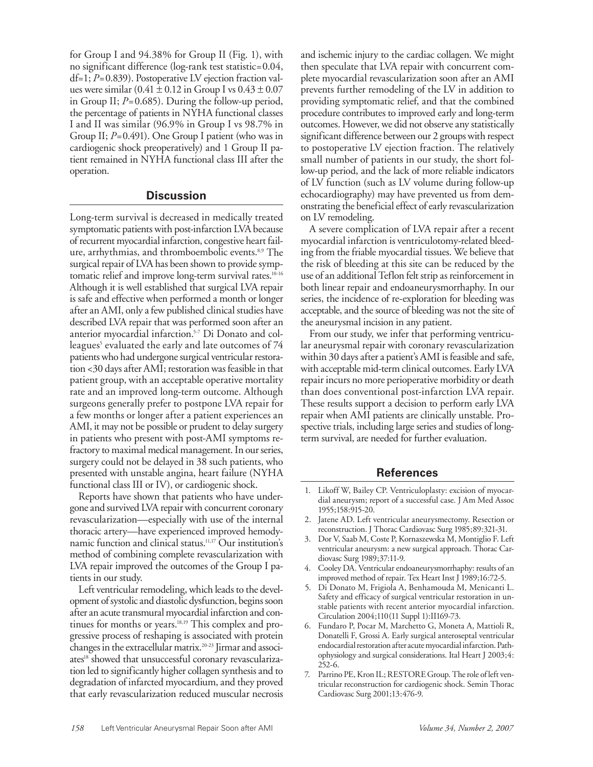for Group I and 94.38% for Group II (Fig. 1), with no significant difference (log-rank test statistic=0.04, df=1; $P$=0.839). Postoperative LV ejection fraction values were similar (0.41 ± 0.12 in Group I vs 0.43 ± 0.07 in Group II; $P$=0.685). During the follow-up period, the percentage of patients in NYHA functional classes I and II was similar (96.9% in Group I vs 98.7% in Group II; $P$=0.491). One Group I patient (who was in cardiogenic shock preoperatively) and 1 Group II patient remained in NYHA functional class III after the operation.

## Discussion

Long-term survival is decreased in medically treated symptomatic patients with post-infarction LVA because of recurrent myocardial infarction, congestive heart failure, arrhythmias, and thromboembolic events.[8,9] The surgical repair of LVA has been shown to provide symptomatic relief and improve long-term survival rates.[10-16] Although it is well established that surgical LVA repair is safe and effective when performed a month or longer after an AMI, only a few published clinical studies have described LVA repair that was performed soon after an anterior myocardial infarction.[5-7] Di Donato and colleagues[5] evaluated the early and late outcomes of 74 patients who had undergone surgical ventricular restoration <30 days after AMI; restoration was feasible in that patient group, with an acceptable operative mortality rate and an improved long-term outcome. Although surgeons generally prefer to postpone LVA repair for a few months or longer after a patient experiences an AMI, it may not be possible or prudent to delay surgery in patients who present with post-AMI symptoms refractory to maximal medical management. In our series, surgery could not be delayed in 38 such patients, who presented with unstable angina, heart failure (NYHA functional class III or IV), or cardiogenic shock.

Reports have shown that patients who have undergone and survived LVA repair with concurrent coronary revascularization—especially with use of the internal thoracic artery—have experienced improved hemodynamic function and clinical status.[11,17] Our institution's method of combining complete revascularization with LVA repair improved the outcomes of the Group I patients in our study.

Left ventricular remodeling, which leads to the development of systolic and diastolic dysfunction, begins soon after an acute transmural myocardial infarction and continues for months or years.[18,19] This complex and progressive process of reshaping is associated with protein changes in the extracellular matrix.[20-23] Jirmar and associates[18] showed that unsuccessful coronary revascularization led to significantly higher collagen synthesis and to degradation of infarcted myocardium, and they proved that early revascularization reduced muscular necrosis and ischemic injury to the cardiac collagen. We might then speculate that LVA repair with concurrent complete myocardial revascularization soon after an AMI prevents further remodeling of the LV in addition to providing symptomatic relief, and that the combined procedure contributes to improved early and long-term outcomes. However, we did not observe any statistically significant difference between our 2 groups with respect to postoperative LV ejection fraction. The relatively small number of patients in our study, the short follow-up period, and the lack of more reliable indicators of LV function (such as LV volume during follow-up echocardiography) may have prevented us from demonstrating the beneficial effect of early revascularization on LV remodeling.

A severe complication of LVA repair after a recent myocardial infarction is ventriculotomy-related bleeding from the friable myocardial tissues. We believe that the risk of bleeding at this site can be reduced by the use of an additional Teflon felt strip as reinforcement in both linear repair and endoaneurysmorrhaphy. In our series, the incidence of re-exploration for bleeding was acceptable, and the source of bleeding was not the site of the aneurysmal incision in any patient.

From our study, we infer that performing ventricular aneurysmal repair with coronary revascularization within 30 days after a patient's AMI is feasible and safe, with acceptable mid-term clinical outcomes. Early LVA repair incurs no more perioperative morbidity or death than does conventional post-infarction LVA repair. These results support a decision to perform early LVA repair when AMI patients are clinically unstable. Prospective trials, including large series and studies of long-term survival, are needed for further evaluation.

## References

1. Likoff W, Bailey CP. Ventriculoplasty: excision of myocardial aneurysm; report of a successful case. J Am Med Assoc 1955;158:915-20.
2. Jatene AD. Left ventricular aneurysmectomy. Resection or reconstruction. J Thorac Cardiovasc Surg 1985;89:321-31.
3. Dor V, Saab M, Coste P, Kornaszewska M, Montiglio F. Left ventricular aneurysm: a new surgical approach. Thorac Cardiovasc Surg 1989;37:11-9.
4. Cooley DA. Ventricular endoaneurysmorrhaphy: results of an improved method of repair. Tex Heart Inst J 1989;16:72-5.
5. Di Donato M, Frigiola A, Benhamouda M, Menicanti L. Safety and efficacy of surgical ventricular restoration in unstable patients with recent anterior myocardial infarction. Circulation 2004;110(11 Suppl 1):II169-73.
6. Fundaro P, Pocar M, Marchetto G, Moneta A, Mattioli R, Donatelli F, Grossi A. Early surgical anteroseptal ventricular endocardial restoration after acute myocardial infarction. Pathophysiology and surgical considerations. Ital Heart J 2003;4:252-6.
7. Parrino PE, Kron IL; RESTORE Group. The role of left ventricular reconstruction for cardiogenic shock. Semin Thorac Cardiovasc Surg 2001;13:476-9.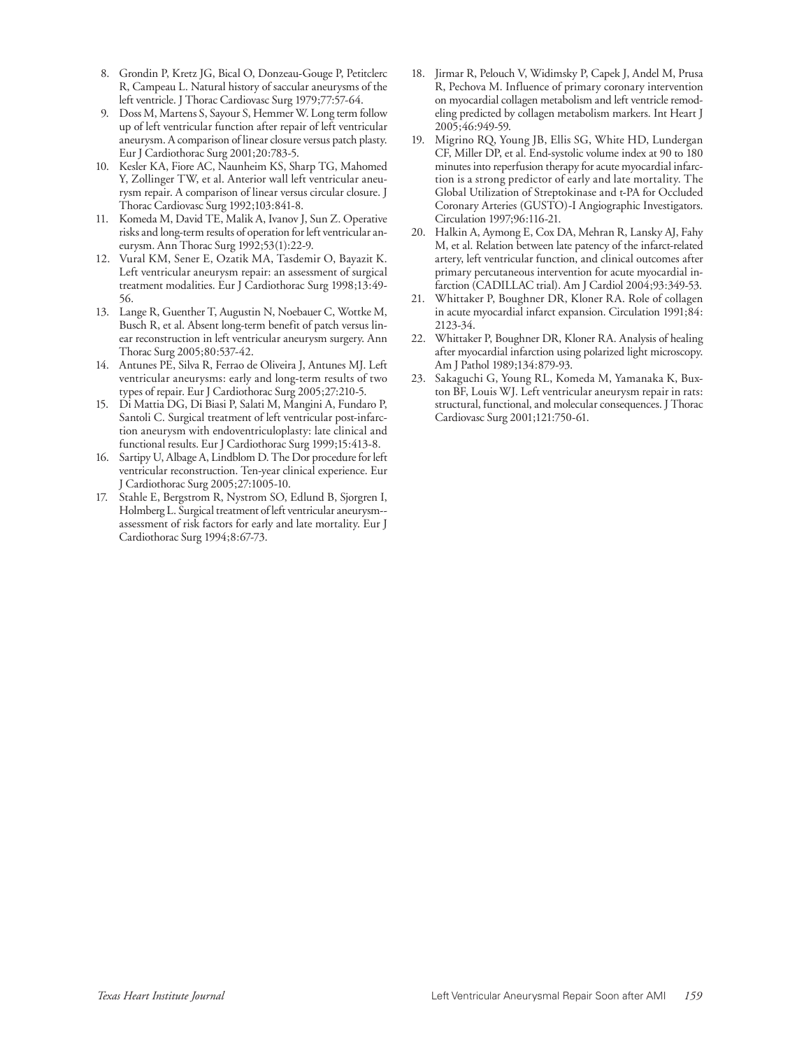8. Grondin P, Kretz JG, Bical O, Donzeau-Gouge P, Petitclerc R, Campeau L. Natural history of saccular aneurysms of the left ventricle. J Thorac Cardiovasc Surg 1979;77:57-64.
9. Doss M, Martens S, Sayour S, Hemmer W. Long term follow up of left ventricular function after repair of left ventricular aneurysm. A comparison of linear closure versus patch plasty. Eur J Cardiothorac Surg 2001;20:783-5.
10. Kesler KA, Fiore AC, Naunheim KS, Sharp TG, Mahomed Y, Zollinger TW, et al. Anterior wall left ventricular aneurysm repair. A comparison of linear versus circular closure. J Thorac Cardiovasc Surg 1992;103:841-8.
11. Komeda M, David TE, Malik A, Ivanov J, Sun Z. Operative risks and long-term results of operation for left ventricular aneurysm. Ann Thorac Surg 1992;53(1):22-9.
12. Vural KM, Sener E, Ozatik MA, Tasdemir O, Bayazit K. Left ventricular aneurysm repair: an assessment of surgical treatment modalities. Eur J Cardiothorac Surg 1998;13:49-56.
13. Lange R, Guenther T, Augustin N, Noebauer C, Wottke M, Busch R, et al. Absent long-term benefit of patch versus linear reconstruction in left ventricular aneurysm surgery. Ann Thorac Surg 2005;80:537-42.
14. Antunes PE, Silva R, Ferrao de Oliveira J, Antunes MJ. Left ventricular aneurysms: early and long-term results of two types of repair. Eur J Cardiothorac Surg 2005;27:210-5.
15. Di Mattia DG, Di Biasi P, Salati M, Mangini A, Fundaro P, Santoli C. Surgical treatment of left ventricular post-infarction aneurysm with endoventriculoplasty: late clinical and functional results. Eur J Cardiothorac Surg 1999;15:413-8.
16. Sartipy U, Albage A, Lindblom D. The Dor procedure for left ventricular reconstruction. Ten-year clinical experience. Eur J Cardiothorac Surg 2005;27:1005-10.
17. Stahle E, Bergstrom R, Nystrom SO, Edlund B, Sjorgren I, Holmberg L. Surgical treatment of left ventricular aneurysm--assessment of risk factors for early and late mortality. Eur J Cardiothorac Surg 1994;8:67-73.
18. Jirmar R, Pelouch V, Widimsky P, Capek J, Andel M, Prusa R, Pechova M. Influence of primary coronary intervention on myocardial collagen metabolism and left ventricle remodeling predicted by collagen metabolism markers. Int Heart J 2005;46:949-59.
19. Migrino RQ, Young JB, Ellis SG, White HD, Lundergan CF, Miller DP, et al. End-systolic volume index at 90 to 180 minutes into reperfusion therapy for acute myocardial infarction is a strong predictor of early and late mortality. The Global Utilization of Streptokinase and t-PA for Occluded Coronary Arteries (GUSTO)-I Angiographic Investigators. Circulation 1997;96:116-21.
20. Halkin A, Aymong E, Cox DA, Mehran R, Lansky AJ, Fahy M, et al. Relation between late patency of the infarct-related artery, left ventricular function, and clinical outcomes after primary percutaneous intervention for acute myocardial infarction (CADILLAC trial). Am J Cardiol 2004;93:349-53.
21. Whittaker P, Boughner DR, Kloner RA. Role of collagen in acute myocardial infarct expansion. Circulation 1991;84:2123-34.
22. Whittaker P, Boughner DR, Kloner RA. Analysis of healing after myocardial infarction using polarized light microscopy. Am J Pathol 1989;134:879-93.
23. Sakaguchi G, Young RL, Komeda M, Yamanaka K, Buxton BF, Louis WJ. Left ventricular aneurysm repair in rats: structural, functional, and molecular consequences. J Thorac Cardiovasc Surg 2001;121:750-61.